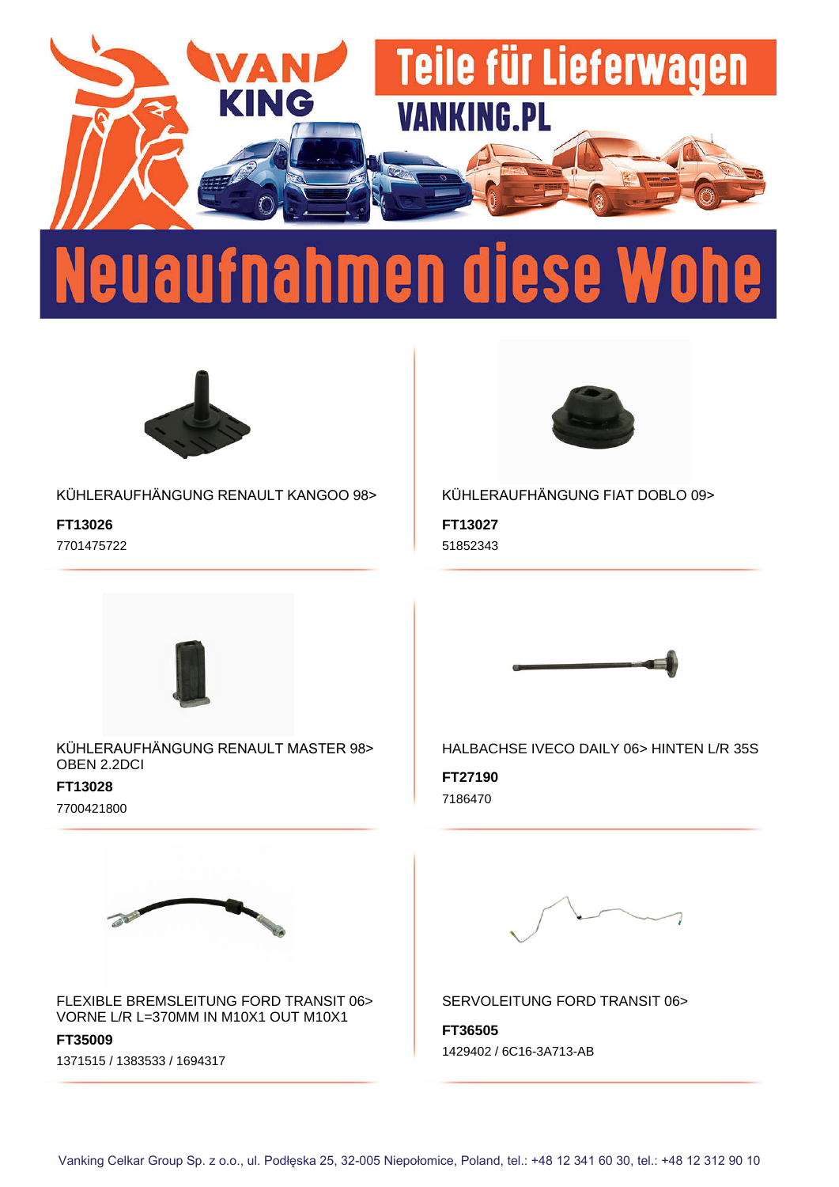VAN KING

# Teile für Lieferwagen

VANKING.PL

# Neuaufnahmen diese Wohe

KÜHLERAUFHÄNGUNG RENAULT KANGOO 98>

**FT13026**

7701475722

KÜHLERAUFHÄNGUNG FIAT DOBLO 09>

**FT13027**

51852343

KÜHLERAUFHÄNGUNG RENAULT MASTER 98> OBEN 2.2DCI

**FT13028**

7700421800

HALBACHSE IVECO DAILY 06> HINTEN L/R 35S

**FT27190**

7186470

FLEXIBLE BREMSLEITUNG FORD TRANSIT 06> VORNE L/R L=370MM IN M10X1 OUT M10X1

**FT35009**

1371515 / 1383533 / 1694317

SERVOLEITUNG FORD TRANSIT 06>

**FT36505**

1429402 / 6C16-3A713-AB

Vanking Celkar Group Sp. z o.o., ul. Podłęska 25, 32-005 Niepołomice, Poland, tel.: +48 12 341 60 30, tel.: +48 12 312 90 10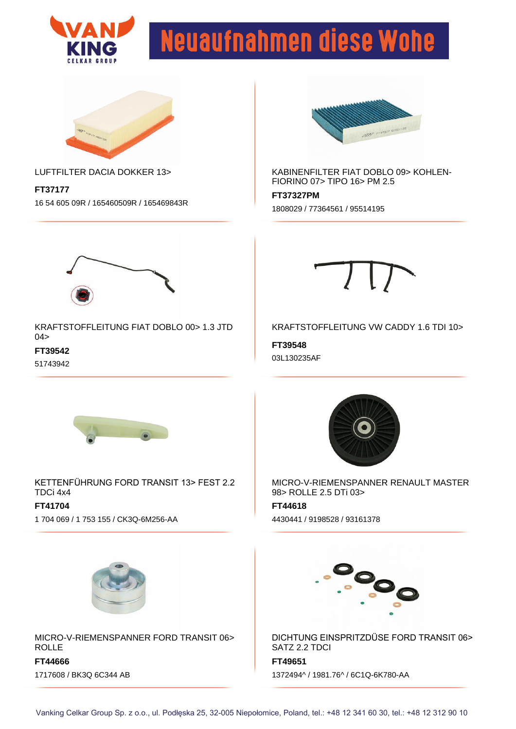# Neuaufnahmen diese Wohe

LUFTFILTER DACIA DOKKER 13>

**FT37177**

16 54 605 09R / 165460509R / 165469843R

KABINENFILTER FIAT DOBLO 09> KOHLEN- FIORINO 07> TIPO 16> PM 2.5

**FT37327PM**

1808029 / 77364561 / 95514195

KRAFTSTOFFLEITUNG FIAT DOBLO 00> 1.3 JTD 04>

**FT39542**

51743942

KRAFTSTOFFLEITUNG VW CADDY 1.6 TDI 10>

**FT39548**

03L130235AF

KETTENFÜHRUNG FORD TRANSIT 13> FEST 2.2 TDCi 4x4

**FT41704**

1 704 069 / 1 753 155 / CK3Q-6M256-AA

MICRO-V-RIEMENSPANNER RENAULT MASTER 98> ROLLE 2.5 DTi 03>

**FT44618**

4430441 / 9198528 / 93161378

MICRO-V-RIEMENSPANNER FORD TRANSIT 06> ROLLE

**FT44666**

1717608 / BK3Q 6C344 AB

DICHTUNG EINSPRITZDÜSE FORD TRANSIT 06> SATZ 2.2 TDCI

**FT49651**

1372494^ / 1981.76^ / 6C1Q-6K780-AA

Vanking Celkar Group Sp. z o.o., ul. Podlęska 25, 32-005 Niepołomice, Poland, tel.: +48 12 341 60 30, tel.: +48 12 312 90 10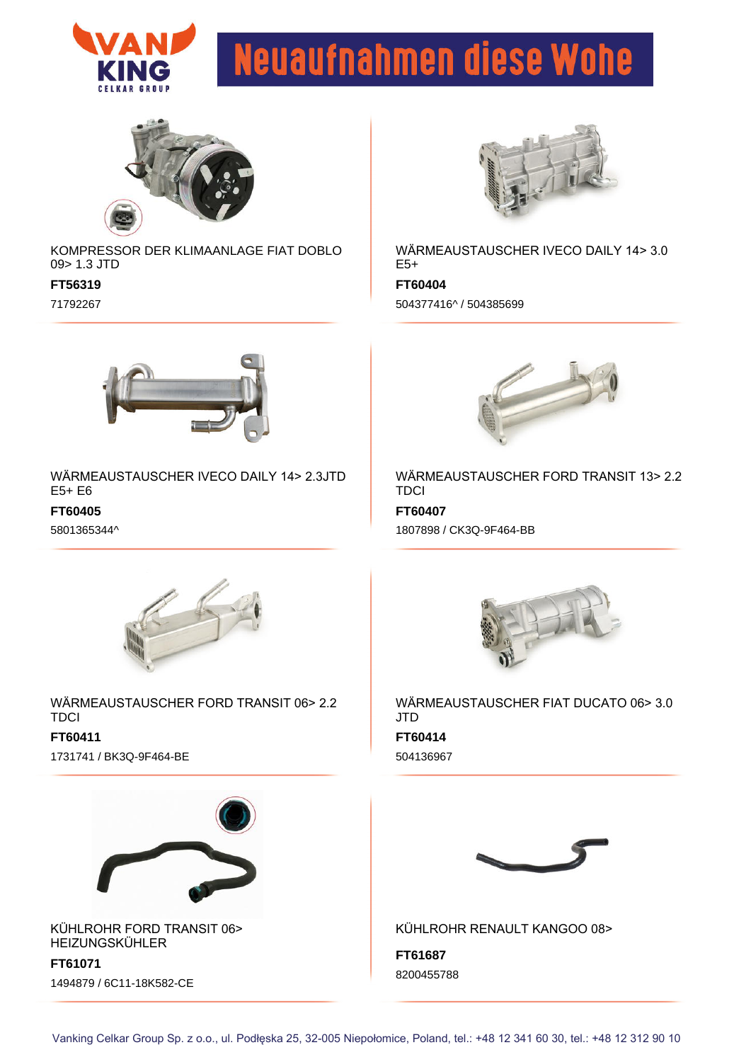# Neuaufnahmen diese Wohe

KOMPRESSOR DER KLIMAANLAGE FIAT DOBLO 09> 1.3 JTD

**FT56319**

71792267

WÄRMEAUSTAUSCHER IVECO DAILY 14> 3.0 E5+

**FT60404**

504377416^ / 504385699

WÄRMEAUSTAUSCHER IVECO DAILY 14> 2.3JTD E5+ E6

**FT60405**

5801365344^

WÄRMEAUSTAUSCHER FORD TRANSIT 13> 2.2 TDCI

**FT60407**

1807898 / CK3Q-9F464-BB

WÄRMEAUSTAUSCHER FORD TRANSIT 06> 2.2 TDCI

**FT60411**

1731741 / BK3Q-9F464-BE

WÄRMEAUSTAUSCHER FIAT DUCATO 06> 3.0 JTD

**FT60414**

504136967

KÜHLROHR FORD TRANSIT 06> HEIZUNGSKÜHLER

**FT61071**

1494879 / 6C11-18K582-CE

KÜHLROHR RENAULT KANGOO 08>

**FT61687**

8200455788

Vanking Celkar Group Sp. z o.o., ul. Podłęska 25, 32-005 Niepołomice, Poland, tel.: +48 12 341 60 30, tel.: +48 12 312 90 10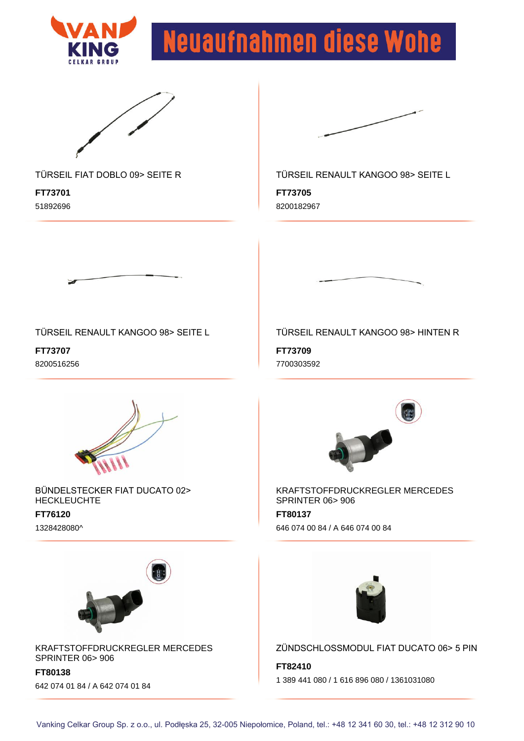# Neuaufnahmen diese Wohe

TÜRSEIL FIAT DOBLO 09> SEITE R

**FT73701**

51892696

TÜRSEIL RENAULT KANGOO 98> SEITE L

**FT73705**

8200182967

TÜRSEIL RENAULT KANGOO 98> SEITE L

**FT73707**

8200516256

TÜRSEIL RENAULT KANGOO 98> HINTEN R

**FT73709**

7700303592

BÜNDELSTECKER FIAT DUCATO 02> HECKLEUCHTE

**FT76120**

1328428080^

KRAFTSTOFFDRUCKREGLER MERCEDES SPRINTER 06> 906

**FT80137**

646 074 00 84 / A 646 074 00 84

KRAFTSTOFFDRUCKREGLER MERCEDES SPRINTER 06> 906

**FT80138**

642 074 01 84 / A 642 074 01 84

ZÜNDSCHLOSSMODUL FIAT DUCATO 06> 5 PIN

**FT82410**

1 389 441 080 / 1 616 896 080 / 1361031080

Vanking Celkar Group Sp. z o.o., ul. Podłęska 25, 32-005 Niepołomice, Poland, tel.: +48 12 341 60 30, tel.: +48 12 312 90 10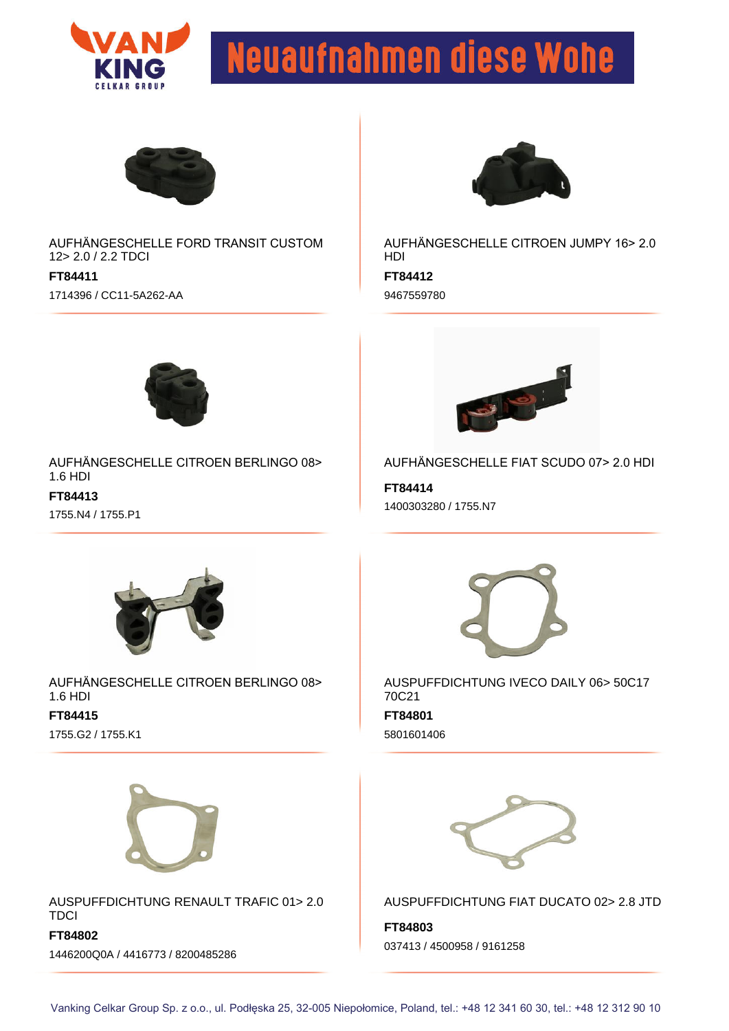# Neuaufnahmen diese Wohe

AUFHÄNGESCHELLE FORD TRANSIT CUSTOM 12> 2.0 / 2.2 TDCI

**FT84411**

1714396 / CC11-5A262-AA

AUFHÄNGESCHELLE CITROEN JUMPY 16> 2.0 HDI

**FT84412**

9467559780

AUFHÄNGESCHELLE CITROEN BERLINGO 08> 1.6 HDI

**FT84413**

1755.N4 / 1755.P1

AUFHÄNGESCHELLE FIAT SCUDO 07> 2.0 HDI

**FT84414**

1400303280 / 1755.N7

AUFHÄNGESCHELLE CITROEN BERLINGO 08> 1.6 HDI

**FT84415**

1755.G2 / 1755.K1

AUSPUFFDICHTUNG IVECO DAILY 06> 50C17 70C21

**FT84801**

5801601406

AUSPUFFDICHTUNG RENAULT TRAFIC 01> 2.0 TDCI

**FT84802**

1446200Q0A / 4416773 / 8200485286

AUSPUFFDICHTUNG FIAT DUCATO 02> 2.8 JTD

**FT84803**

037413 / 4500958 / 9161258

Vanking Celkar Group Sp. z o.o., ul. Podłęska 25, 32-005 Niepołomice, Poland, tel.: +48 12 341 60 30, tel.: +48 12 312 90 10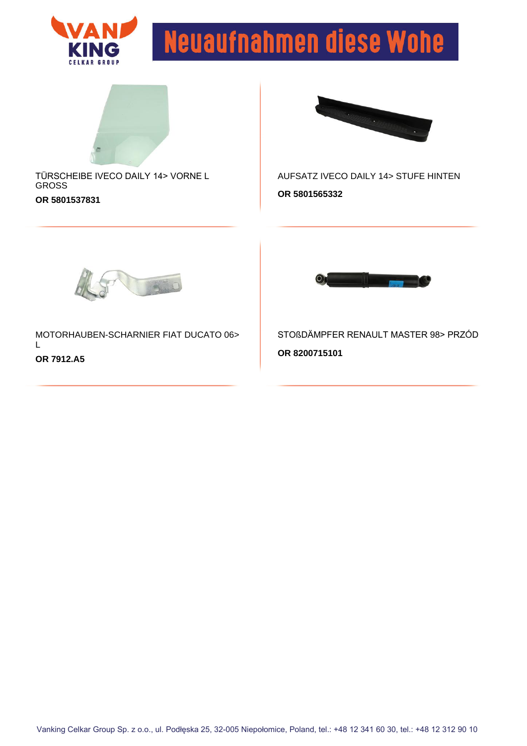# Neuaufnahmen diese Wohe

TÜRSCHEIBE IVECO DAILY 14> VORNE L GROSS

**OR 5801537831**

AUFSATZ IVECO DAILY 14> STUFE HINTEN

**OR 5801565332**

MOTORHAUBEN-SCHARNIER FIAT DUCATO 06> L

**OR 7912.A5**

STOßDÄMPFER RENAULT MASTER 98> PRZÓD

**OR 8200715101**

Vanking Celkar Group Sp. z o.o., ul. Podłęska 25, 32-005 Niepołomice, Poland, tel.: +48 12 341 60 30, tel.: +48 12 312 90 10